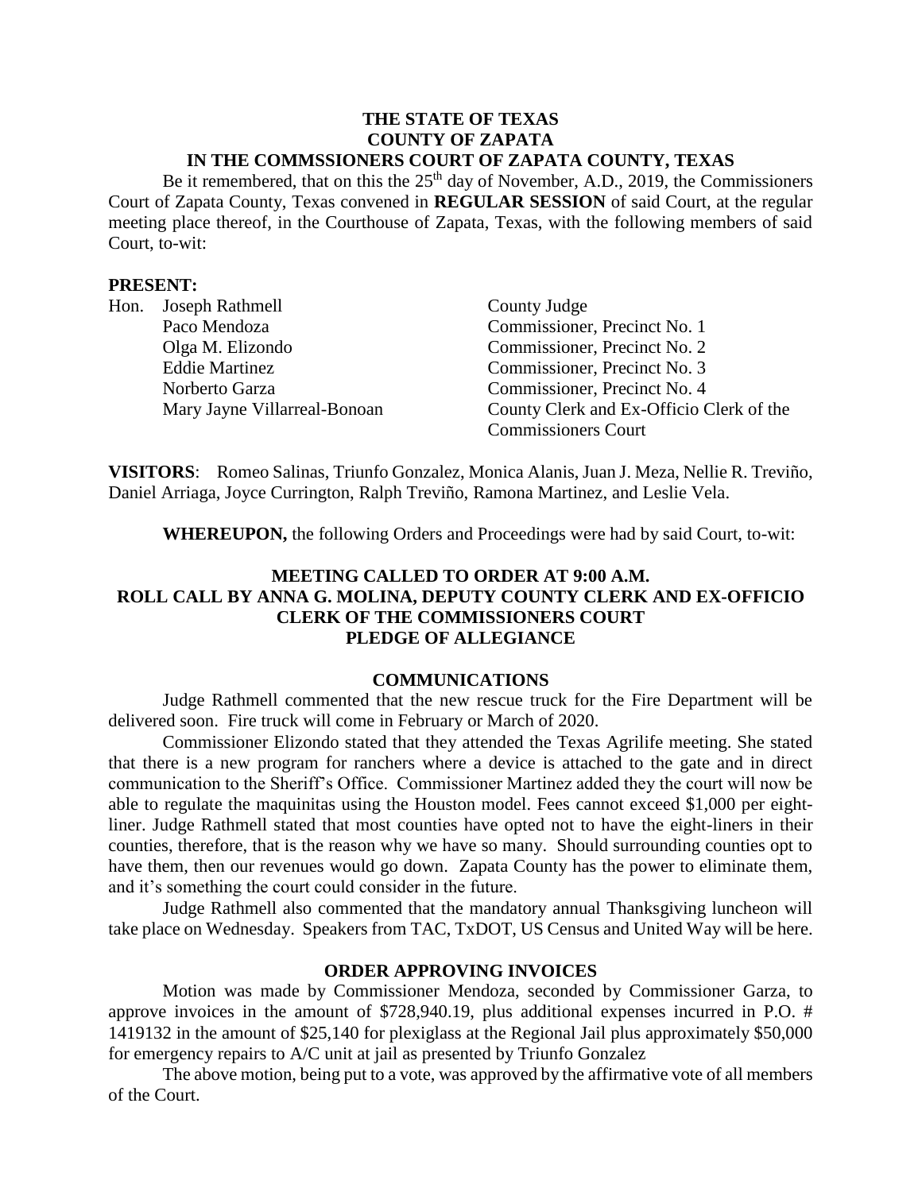**THE STATE OF TEXAS**
**COUNTY OF ZAPATA**
**IN THE COMMSSIONERS COURT OF ZAPATA COUNTY, TEXAS**

Be it remembered, that on this the 25th day of November, A.D., 2019, the Commissioners Court of Zapata County, Texas convened in **REGULAR SESSION** of said Court, at the regular meeting place thereof, in the Courthouse of Zapata, Texas, with the following members of said Court, to-wit:

**PRESENT:**

| | | |
|---|---|---|
| Hon. | Joseph Rathmell | County Judge |
| | Paco Mendoza | Commissioner, Precinct No. 1 |
| | Olga M. Elizondo | Commissioner, Precinct No. 2 |
| | Eddie Martinez | Commissioner, Precinct No. 3 |
| | Norberto Garza | Commissioner, Precinct No. 4 |
| | Mary Jayne Villarreal-Bonoan | County Clerk and Ex-Officio Clerk of the Commissioners Court |

**VISITORS**: Romeo Salinas, Triunfo Gonzalez, Monica Alanis, Juan J. Meza, Nellie R. Treviño, Daniel Arriaga, Joyce Currington, Ralph Treviño, Ramona Martinez, and Leslie Vela.

**WHEREUPON,** the following Orders and Proceedings were had by said Court, to-wit:

**MEETING CALLED TO ORDER AT 9:00 A.M.**
**ROLL CALL BY ANNA G. MOLINA, DEPUTY COUNTY CLERK AND EX-OFFICIO CLERK OF THE COMMISSIONERS COURT**
**PLEDGE OF ALLEGIANCE**

**COMMUNICATIONS**

Judge Rathmell commented that the new rescue truck for the Fire Department will be delivered soon. Fire truck will come in February or March of 2020.

Commissioner Elizondo stated that they attended the Texas Agrilife meeting. She stated that there is a new program for ranchers where a device is attached to the gate and in direct communication to the Sheriff's Office. Commissioner Martinez added they the court will now be able to regulate the maquinitas using the Houston model. Fees cannot exceed $1,000 per eight-liner. Judge Rathmell stated that most counties have opted not to have the eight-liners in their counties, therefore, that is the reason why we have so many. Should surrounding counties opt to have them, then our revenues would go down. Zapata County has the power to eliminate them, and it's something the court could consider in the future.

Judge Rathmell also commented that the mandatory annual Thanksgiving luncheon will take place on Wednesday. Speakers from TAC, TxDOT, US Census and United Way will be here.

**ORDER APPROVING INVOICES**

Motion was made by Commissioner Mendoza, seconded by Commissioner Garza, to approve invoices in the amount of $728,940.19, plus additional expenses incurred in P.O. # 1419132 in the amount of $25,140 for plexiglass at the Regional Jail plus approximately $50,000 for emergency repairs to A/C unit at jail as presented by Triunfo Gonzalez

The above motion, being put to a vote, was approved by the affirmative vote of all members of the Court.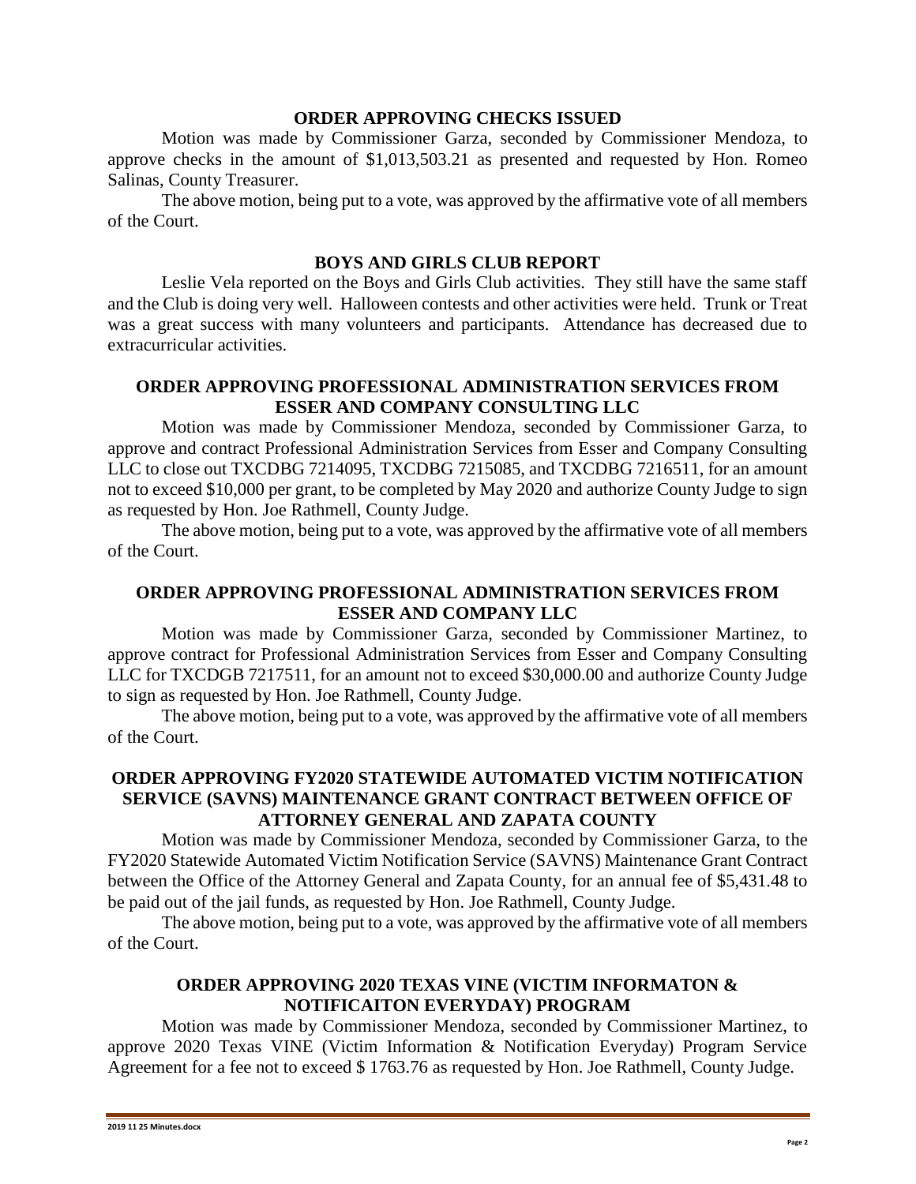## ORDER APPROVING CHECKS ISSUED

Motion was made by Commissioner Garza, seconded by Commissioner Mendoza, to approve checks in the amount of $1,013,503.21 as presented and requested by Hon. Romeo Salinas, County Treasurer.

The above motion, being put to a vote, was approved by the affirmative vote of all members of the Court.

## BOYS AND GIRLS CLUB REPORT

Leslie Vela reported on the Boys and Girls Club activities. They still have the same staff and the Club is doing very well. Halloween contests and other activities were held. Trunk or Treat was a great success with many volunteers and participants. Attendance has decreased due to extracurricular activities.

## ORDER APPROVING PROFESSIONAL ADMINISTRATION SERVICES FROM ESSER AND COMPANY CONSULTING LLC

Motion was made by Commissioner Mendoza, seconded by Commissioner Garza, to approve and contract Professional Administration Services from Esser and Company Consulting LLC to close out TXCDBG 7214095, TXCDBG 7215085, and TXCDBG 7216511, for an amount not to exceed $10,000 per grant, to be completed by May 2020 and authorize County Judge to sign as requested by Hon. Joe Rathmell, County Judge.

The above motion, being put to a vote, was approved by the affirmative vote of all members of the Court.

## ORDER APPROVING PROFESSIONAL ADMINISTRATION SERVICES FROM ESSER AND COMPANY LLC

Motion was made by Commissioner Garza, seconded by Commissioner Martinez, to approve contract for Professional Administration Services from Esser and Company Consulting LLC for TXCDGB 7217511, for an amount not to exceed $30,000.00 and authorize County Judge to sign as requested by Hon. Joe Rathmell, County Judge.

The above motion, being put to a vote, was approved by the affirmative vote of all members of the Court.

## ORDER APPROVING FY2020 STATEWIDE AUTOMATED VICTIM NOTIFICATION SERVICE (SAVNS) MAINTENANCE GRANT CONTRACT BETWEEN OFFICE OF ATTORNEY GENERAL AND ZAPATA COUNTY

Motion was made by Commissioner Mendoza, seconded by Commissioner Garza, to the FY2020 Statewide Automated Victim Notification Service (SAVNS) Maintenance Grant Contract between the Office of the Attorney General and Zapata County, for an annual fee of $5,431.48 to be paid out of the jail funds, as requested by Hon. Joe Rathmell, County Judge.

The above motion, being put to a vote, was approved by the affirmative vote of all members of the Court.

## ORDER APPROVING 2020 TEXAS VINE (VICTIM INFORMATON & NOTIFICAITON EVERYDAY) PROGRAM

Motion was made by Commissioner Mendoza, seconded by Commissioner Martinez, to approve 2020 Texas VINE (Victim Information & Notification Everyday) Program Service Agreement for a fee not to exceed $ 1763.76 as requested by Hon. Joe Rathmell, County Judge.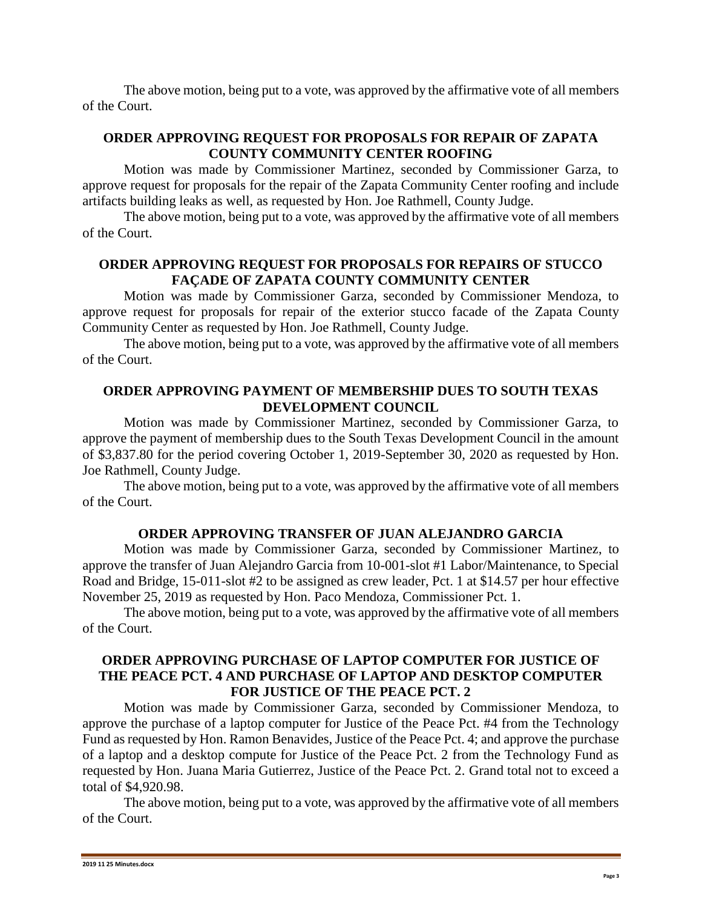The above motion, being put to a vote, was approved by the affirmative vote of all members of the Court.

## ORDER APPROVING REQUEST FOR PROPOSALS FOR REPAIR OF ZAPATA COUNTY COMMUNITY CENTER ROOFING

Motion was made by Commissioner Martinez, seconded by Commissioner Garza, to approve request for proposals for the repair of the Zapata Community Center roofing and include artifacts building leaks as well, as requested by Hon. Joe Rathmell, County Judge.

The above motion, being put to a vote, was approved by the affirmative vote of all members of the Court.

## ORDER APPROVING REQUEST FOR PROPOSALS FOR REPAIRS OF STUCCO FAÇADE OF ZAPATA COUNTY COMMUNITY CENTER

Motion was made by Commissioner Garza, seconded by Commissioner Mendoza, to approve request for proposals for repair of the exterior stucco facade of the Zapata County Community Center as requested by Hon. Joe Rathmell, County Judge.

The above motion, being put to a vote, was approved by the affirmative vote of all members of the Court.

## ORDER APPROVING PAYMENT OF MEMBERSHIP DUES TO SOUTH TEXAS DEVELOPMENT COUNCIL

Motion was made by Commissioner Martinez, seconded by Commissioner Garza, to approve the payment of membership dues to the South Texas Development Council in the amount of $3,837.80 for the period covering October 1, 2019-September 30, 2020 as requested by Hon. Joe Rathmell, County Judge.

The above motion, being put to a vote, was approved by the affirmative vote of all members of the Court.

## ORDER APPROVING TRANSFER OF JUAN ALEJANDRO GARCIA

Motion was made by Commissioner Garza, seconded by Commissioner Martinez, to approve the transfer of Juan Alejandro Garcia from 10-001-slot #1 Labor/Maintenance, to Special Road and Bridge, 15-011-slot #2 to be assigned as crew leader, Pct. 1 at $14.57 per hour effective November 25, 2019 as requested by Hon. Paco Mendoza, Commissioner Pct. 1.

The above motion, being put to a vote, was approved by the affirmative vote of all members of the Court.

## ORDER APPROVING PURCHASE OF LAPTOP COMPUTER FOR JUSTICE OF THE PEACE PCT. 4 AND PURCHASE OF LAPTOP AND DESKTOP COMPUTER FOR JUSTICE OF THE PEACE PCT. 2

Motion was made by Commissioner Garza, seconded by Commissioner Mendoza, to approve the purchase of a laptop computer for Justice of the Peace Pct. #4 from the Technology Fund as requested by Hon. Ramon Benavides, Justice of the Peace Pct. 4; and approve the purchase of a laptop and a desktop compute for Justice of the Peace Pct. 2 from the Technology Fund as requested by Hon. Juana Maria Gutierrez, Justice of the Peace Pct. 2. Grand total not to exceed a total of $4,920.98.

The above motion, being put to a vote, was approved by the affirmative vote of all members of the Court.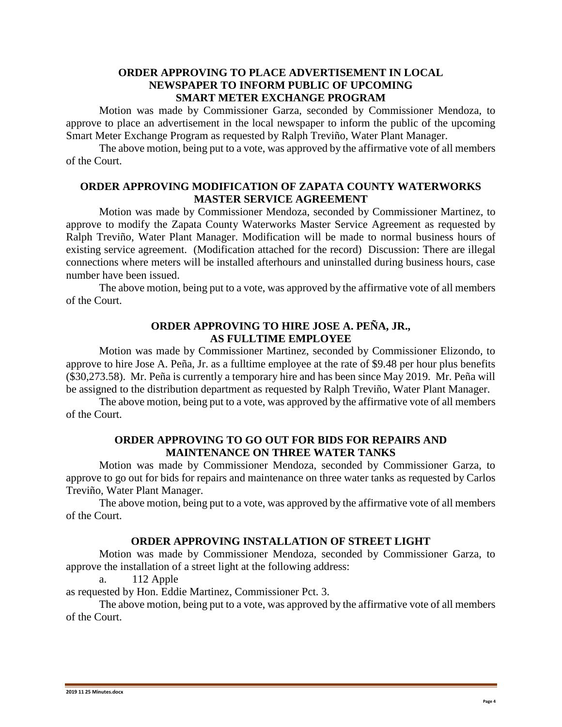**ORDER APPROVING TO PLACE ADVERTISEMENT IN LOCAL NEWSPAPER TO INFORM PUBLIC OF UPCOMING SMART METER EXCHANGE PROGRAM**

Motion was made by Commissioner Garza, seconded by Commissioner Mendoza, to approve to place an advertisement in the local newspaper to inform the public of the upcoming Smart Meter Exchange Program as requested by Ralph Treviño, Water Plant Manager.

The above motion, being put to a vote, was approved by the affirmative vote of all members of the Court.

**ORDER APPROVING MODIFICATION OF ZAPATA COUNTY WATERWORKS MASTER SERVICE AGREEMENT**

Motion was made by Commissioner Mendoza, seconded by Commissioner Martinez, to approve to modify the Zapata County Waterworks Master Service Agreement as requested by Ralph Treviño, Water Plant Manager. Modification will be made to normal business hours of existing service agreement. (Modification attached for the record) Discussion: There are illegal connections where meters will be installed afterhours and uninstalled during business hours, case number have been issued.

The above motion, being put to a vote, was approved by the affirmative vote of all members of the Court.

**ORDER APPROVING TO HIRE JOSE A. PEÑA, JR., AS FULLTIME EMPLOYEE**

Motion was made by Commissioner Martinez, seconded by Commissioner Elizondo, to approve to hire Jose A. Peña, Jr. as a fulltime employee at the rate of $9.48 per hour plus benefits ($30,273.58). Mr. Peña is currently a temporary hire and has been since May 2019. Mr. Peña will be assigned to the distribution department as requested by Ralph Treviño, Water Plant Manager.

The above motion, being put to a vote, was approved by the affirmative vote of all members of the Court.

**ORDER APPROVING TO GO OUT FOR BIDS FOR REPAIRS AND MAINTENANCE ON THREE WATER TANKS**

Motion was made by Commissioner Mendoza, seconded by Commissioner Garza, to approve to go out for bids for repairs and maintenance on three water tanks as requested by Carlos Treviño, Water Plant Manager.

The above motion, being put to a vote, was approved by the affirmative vote of all members of the Court.

**ORDER APPROVING INSTALLATION OF STREET LIGHT**

Motion was made by Commissioner Mendoza, seconded by Commissioner Garza, to approve the installation of a street light at the following address:

a. 112 Apple

as requested by Hon. Eddie Martinez, Commissioner Pct. 3.

The above motion, being put to a vote, was approved by the affirmative vote of all members of the Court.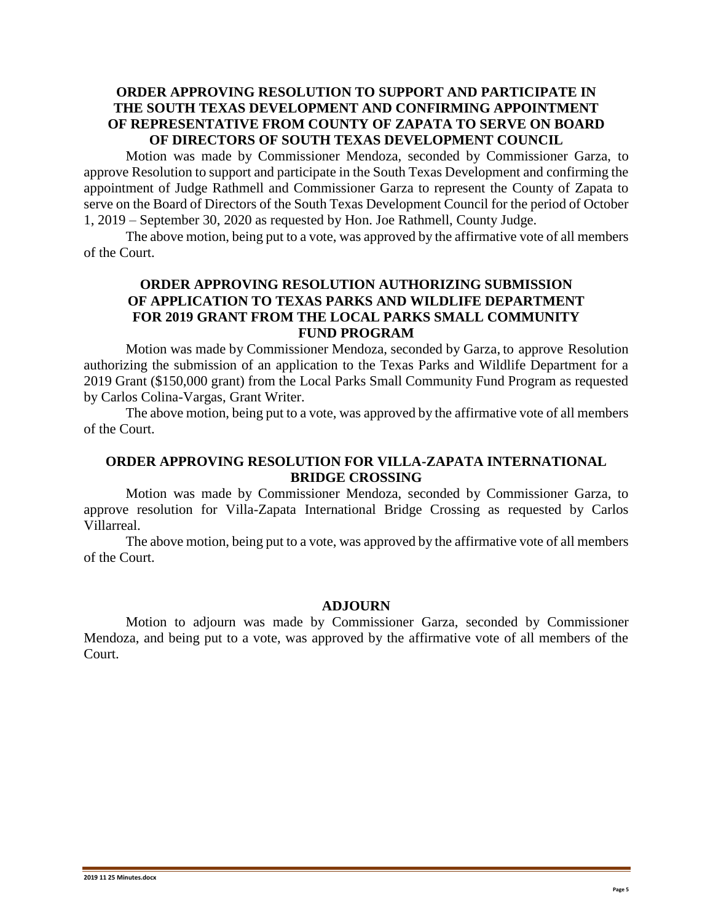**ORDER APPROVING RESOLUTION TO SUPPORT AND PARTICIPATE IN THE SOUTH TEXAS DEVELOPMENT AND CONFIRMING APPOINTMENT OF REPRESENTATIVE FROM COUNTY OF ZAPATA TO SERVE ON BOARD OF DIRECTORS OF SOUTH TEXAS DEVELOPMENT COUNCIL**

Motion was made by Commissioner Mendoza, seconded by Commissioner Garza, to approve Resolution to support and participate in the South Texas Development and confirming the appointment of Judge Rathmell and Commissioner Garza to represent the County of Zapata to serve on the Board of Directors of the South Texas Development Council for the period of October 1, 2019 – September 30, 2020 as requested by Hon. Joe Rathmell, County Judge.

The above motion, being put to a vote, was approved by the affirmative vote of all members of the Court.

**ORDER APPROVING RESOLUTION AUTHORIZING SUBMISSION OF APPLICATION TO TEXAS PARKS AND WILDLIFE DEPARTMENT FOR 2019 GRANT FROM THE LOCAL PARKS SMALL COMMUNITY FUND PROGRAM**

Motion was made by Commissioner Mendoza, seconded by Garza, to approve Resolution authorizing the submission of an application to the Texas Parks and Wildlife Department for a 2019 Grant ($150,000 grant) from the Local Parks Small Community Fund Program as requested by Carlos Colina-Vargas, Grant Writer.

The above motion, being put to a vote, was approved by the affirmative vote of all members of the Court.

**ORDER APPROVING RESOLUTION FOR VILLA-ZAPATA INTERNATIONAL BRIDGE CROSSING**

Motion was made by Commissioner Mendoza, seconded by Commissioner Garza, to approve resolution for Villa-Zapata International Bridge Crossing as requested by Carlos Villarreal.

The above motion, being put to a vote, was approved by the affirmative vote of all members of the Court.

**ADJOURN**

Motion to adjourn was made by Commissioner Garza, seconded by Commissioner Mendoza, and being put to a vote, was approved by the affirmative vote of all members of the Court.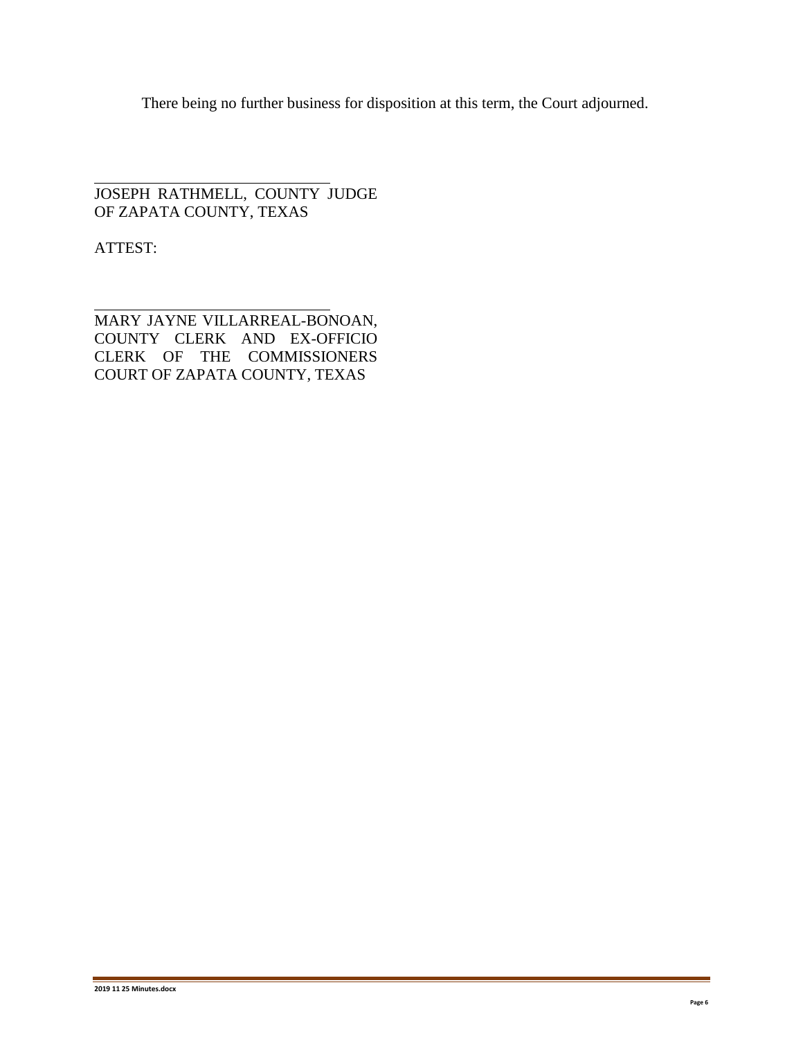There being no further business for disposition at this term, the Court adjourned.

\_\_\_\_\_\_\_\_\_\_\_\_\_\_\_\_\_\_\_\_\_\_\_\_\_\_\_\_\_\_\_\_

JOSEPH RATHMELL, COUNTY JUDGE
OF ZAPATA COUNTY, TEXAS

ATTEST:

\_\_\_\_\_\_\_\_\_\_\_\_\_\_\_\_\_\_\_\_\_\_\_\_\_\_\_\_\_\_\_\_

MARY JAYNE VILLARREAL-BONOAN,
COUNTY CLERK AND EX-OFFICIO
CLERK OF THE COMMISSIONERS
COURT OF ZAPATA COUNTY, TEXAS